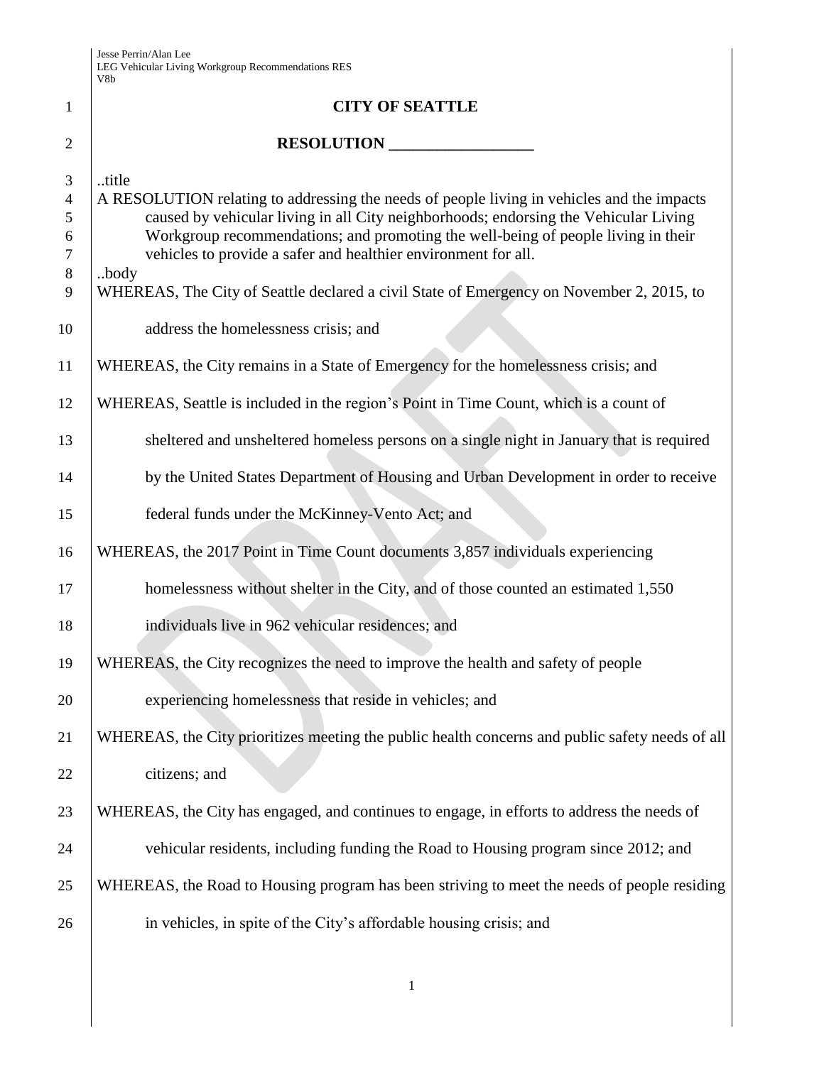Jesse Perrin/Alan Lee
LEG Vehicular Living Workgroup Recommendations RES
V8b

# CITY OF SEATTLE

## RESOLUTION __________________

..title
A RESOLUTION relating to addressing the needs of people living in vehicles and the impacts caused by vehicular living in all City neighborhoods; endorsing the Vehicular Living Workgroup recommendations; and promoting the well-being of people living in their vehicles to provide a safer and healthier environment for all.

..body
WHEREAS, The City of Seattle declared a civil State of Emergency on November 2, 2015, to address the homelessness crisis; and

WHEREAS, the City remains in a State of Emergency for the homelessness crisis; and

WHEREAS, Seattle is included in the region's Point in Time Count, which is a count of sheltered and unsheltered homeless persons on a single night in January that is required by the United States Department of Housing and Urban Development in order to receive federal funds under the McKinney-Vento Act; and

WHEREAS, the 2017 Point in Time Count documents 3,857 individuals experiencing homelessness without shelter in the City, and of those counted an estimated 1,550 individuals live in 962 vehicular residences; and

WHEREAS, the City recognizes the need to improve the health and safety of people experiencing homelessness that reside in vehicles; and

WHEREAS, the City prioritizes meeting the public health concerns and public safety needs of all citizens; and

WHEREAS, the City has engaged, and continues to engage, in efforts to address the needs of vehicular residents, including funding the Road to Housing program since 2012; and

WHEREAS, the Road to Housing program has been striving to meet the needs of people residing in vehicles, in spite of the City's affordable housing crisis; and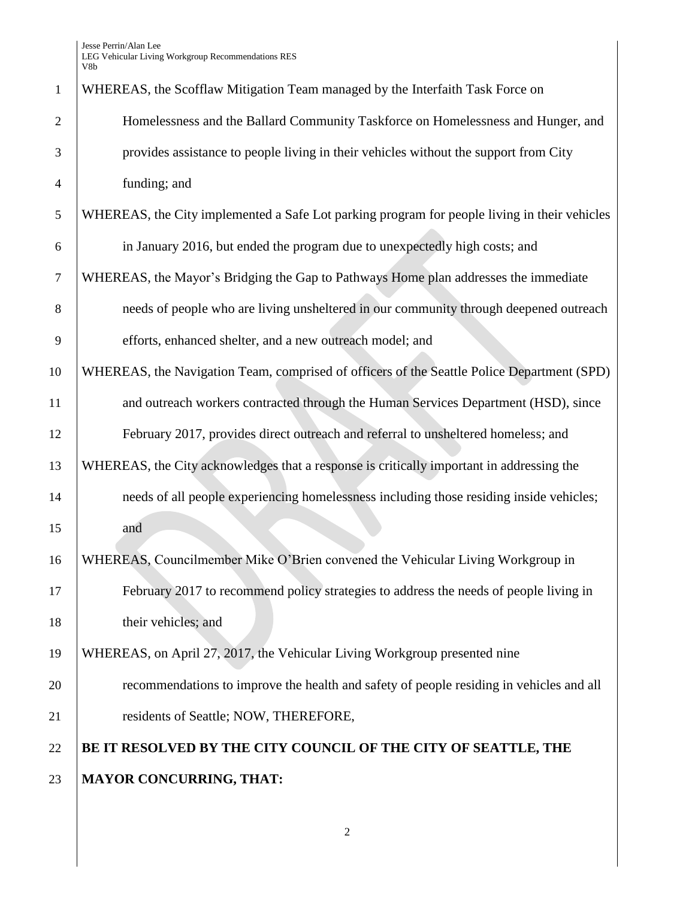WHEREAS, the Scofflaw Mitigation Team managed by the Interfaith Task Force on Homelessness and the Ballard Community Taskforce on Homelessness and Hunger, and provides assistance to people living in their vehicles without the support from City funding; and

WHEREAS, the City implemented a Safe Lot parking program for people living in their vehicles in January 2016, but ended the program due to unexpectedly high costs; and

WHEREAS, the Mayor's Bridging the Gap to Pathways Home plan addresses the immediate needs of people who are living unsheltered in our community through deepened outreach efforts, enhanced shelter, and a new outreach model; and

WHEREAS, the Navigation Team, comprised of officers of the Seattle Police Department (SPD) and outreach workers contracted through the Human Services Department (HSD), since February 2017, provides direct outreach and referral to unsheltered homeless; and

WHEREAS, the City acknowledges that a response is critically important in addressing the needs of all people experiencing homelessness including those residing inside vehicles; and

WHEREAS, Councilmember Mike O'Brien convened the Vehicular Living Workgroup in February 2017 to recommend policy strategies to address the needs of people living in their vehicles; and

WHEREAS, on April 27, 2017, the Vehicular Living Workgroup presented nine recommendations to improve the health and safety of people residing in vehicles and all residents of Seattle; NOW, THEREFORE,

**BE IT RESOLVED BY THE CITY COUNCIL OF THE CITY OF SEATTLE, THE MAYOR CONCURRING, THAT:**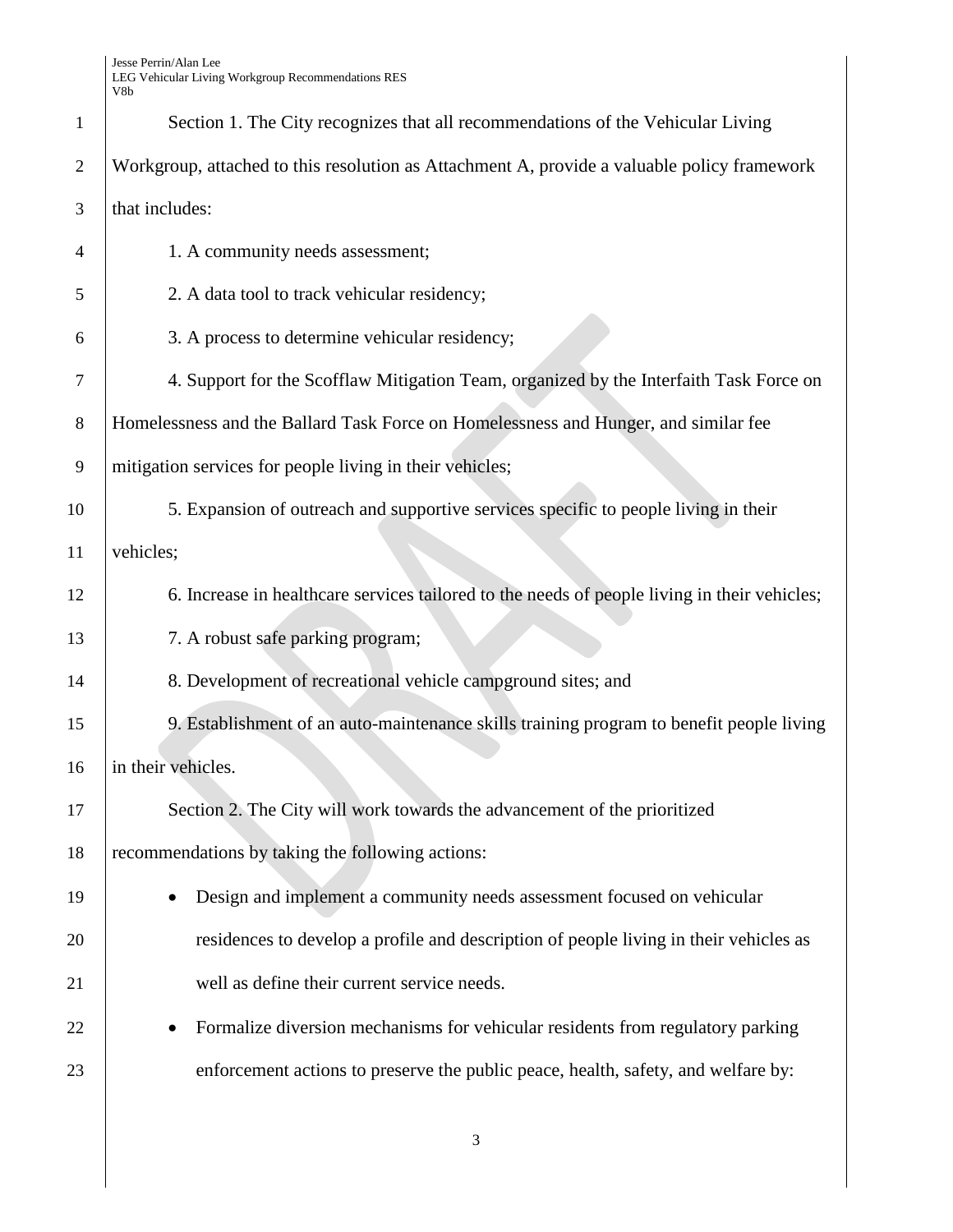Section 1. The City recognizes that all recommendations of the Vehicular Living Workgroup, attached to this resolution as Attachment A, provide a valuable policy framework that includes:

1. A community needs assessment;

2. A data tool to track vehicular residency;

3. A process to determine vehicular residency;

4. Support for the Scofflaw Mitigation Team, organized by the Interfaith Task Force on Homelessness and the Ballard Task Force on Homelessness and Hunger, and similar fee mitigation services for people living in their vehicles;

5. Expansion of outreach and supportive services specific to people living in their vehicles;

6. Increase in healthcare services tailored to the needs of people living in their vehicles;

7. A robust safe parking program;

8. Development of recreational vehicle campground sites; and

9. Establishment of an auto-maintenance skills training program to benefit people living in their vehicles.

Section 2. The City will work towards the advancement of the prioritized recommendations by taking the following actions:

- Design and implement a community needs assessment focused on vehicular residences to develop a profile and description of people living in their vehicles as well as define their current service needs.
- Formalize diversion mechanisms for vehicular residents from regulatory parking enforcement actions to preserve the public peace, health, safety, and welfare by: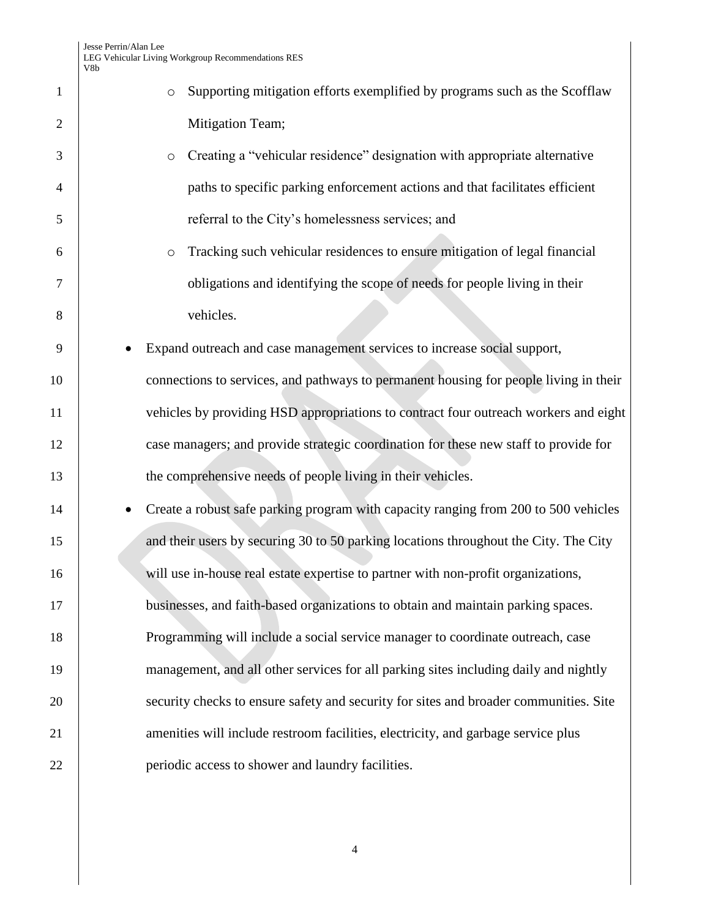- Supporting mitigation efforts exemplified by programs such as the Scofflaw Mitigation Team;
  - Creating a "vehicular residence" designation with appropriate alternative paths to specific parking enforcement actions and that facilitates efficient referral to the City's homelessness services; and
  - Tracking such vehicular residences to ensure mitigation of legal financial obligations and identifying the scope of needs for people living in their vehicles.
- Expand outreach and case management services to increase social support, connections to services, and pathways to permanent housing for people living in their vehicles by providing HSD appropriations to contract four outreach workers and eight case managers; and provide strategic coordination for these new staff to provide for the comprehensive needs of people living in their vehicles.
- Create a robust safe parking program with capacity ranging from 200 to 500 vehicles and their users by securing 30 to 50 parking locations throughout the City. The City will use in-house real estate expertise to partner with non-profit organizations, businesses, and faith-based organizations to obtain and maintain parking spaces. Programming will include a social service manager to coordinate outreach, case management, and all other services for all parking sites including daily and nightly security checks to ensure safety and security for sites and broader communities. Site amenities will include restroom facilities, electricity, and garbage service plus periodic access to shower and laundry facilities.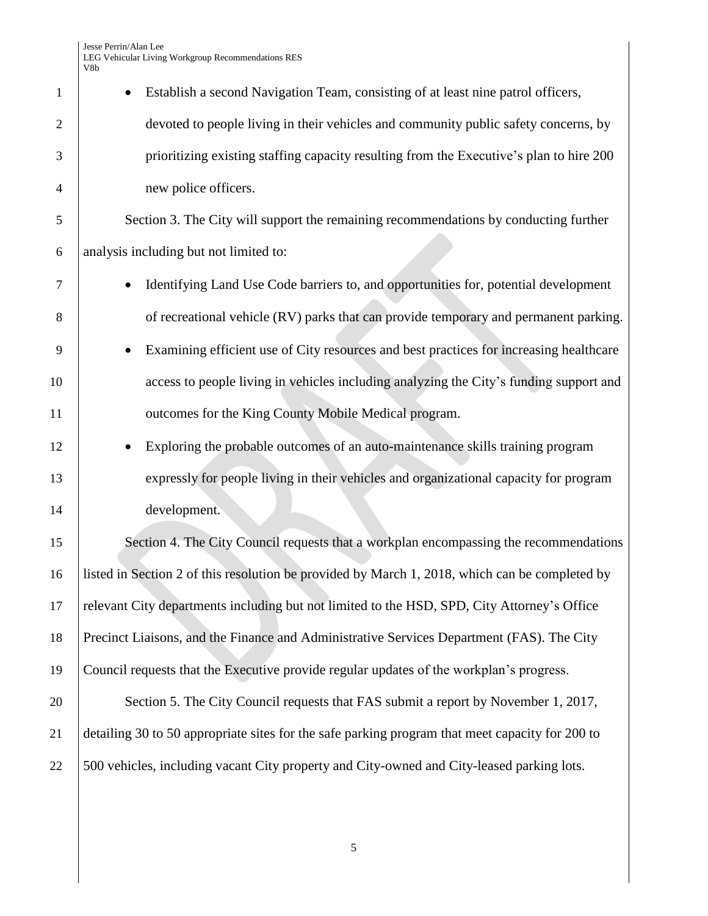- Establish a second Navigation Team, consisting of at least nine patrol officers, devoted to people living in their vehicles and community public safety concerns, by prioritizing existing staffing capacity resulting from the Executive's plan to hire 200 new police officers.

Section 3. The City will support the remaining recommendations by conducting further analysis including but not limited to:

- Identifying Land Use Code barriers to, and opportunities for, potential development of recreational vehicle (RV) parks that can provide temporary and permanent parking.
- Examining efficient use of City resources and best practices for increasing healthcare access to people living in vehicles including analyzing the City's funding support and outcomes for the King County Mobile Medical program.
- Exploring the probable outcomes of an auto-maintenance skills training program expressly for people living in their vehicles and organizational capacity for program development.

Section 4. The City Council requests that a workplan encompassing the recommendations listed in Section 2 of this resolution be provided by March 1, 2018, which can be completed by relevant City departments including but not limited to the HSD, SPD, City Attorney's Office Precinct Liaisons, and the Finance and Administrative Services Department (FAS). The City Council requests that the Executive provide regular updates of the workplan's progress.

Section 5. The City Council requests that FAS submit a report by November 1, 2017, detailing 30 to 50 appropriate sites for the safe parking program that meet capacity for 200 to 500 vehicles, including vacant City property and City-owned and City-leased parking lots.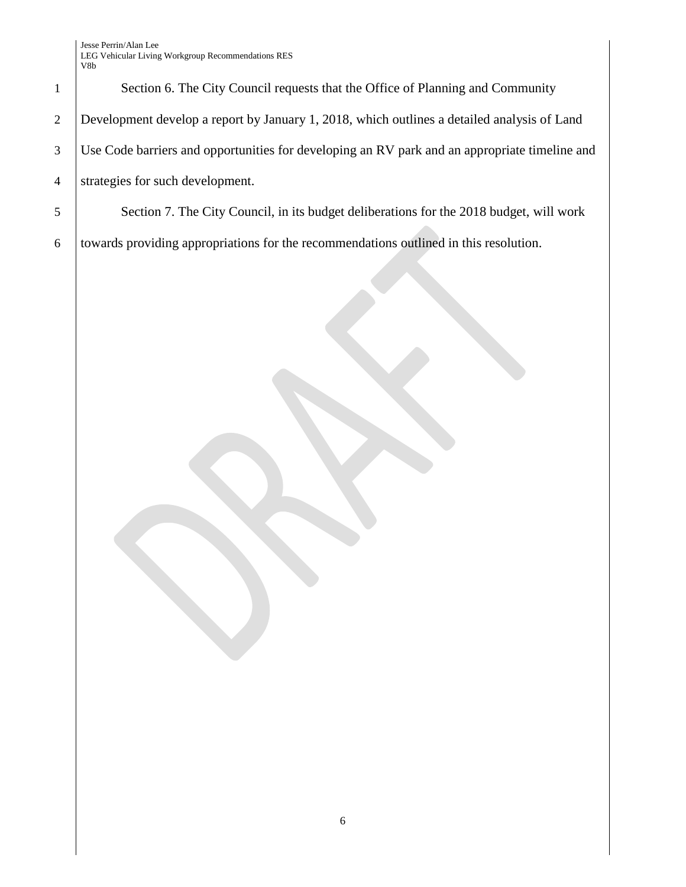Section 6. The City Council requests that the Office of Planning and Community Development develop a report by January 1, 2018, which outlines a detailed analysis of Land Use Code barriers and opportunities for developing an RV park and an appropriate timeline and strategies for such development.

Section 7. The City Council, in its budget deliberations for the 2018 budget, will work towards providing appropriations for the recommendations outlined in this resolution.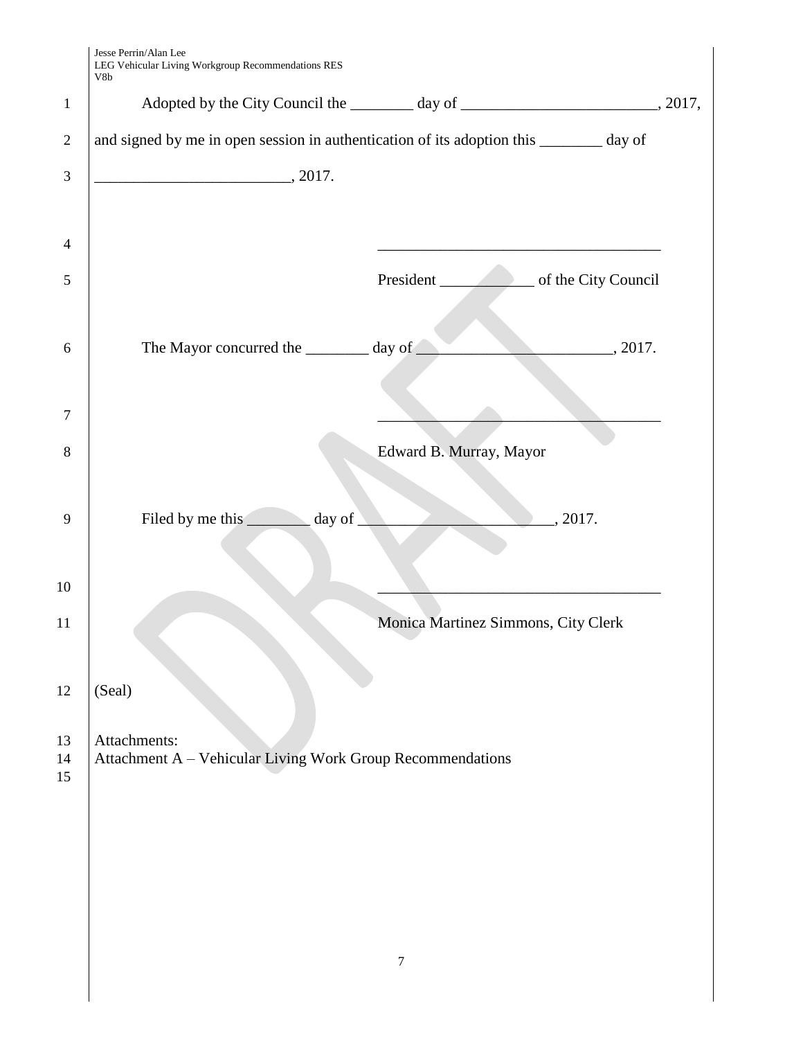Adopted by the City Council the ________ day of _________________________, 2017, and signed by me in open session in authentication of its adoption this ________ day of _________________________, 2017.

____________________________________

President ____________ of the City Council

The Mayor concurred the ________ day of _________________________, 2017.

____________________________________

Edward B. Murray, Mayor

Filed by me this ________ day of _________________________, 2017.

____________________________________

Monica Martinez Simmons, City Clerk

(Seal)

Attachments:

Attachment A – Vehicular Living Work Group Recommendations